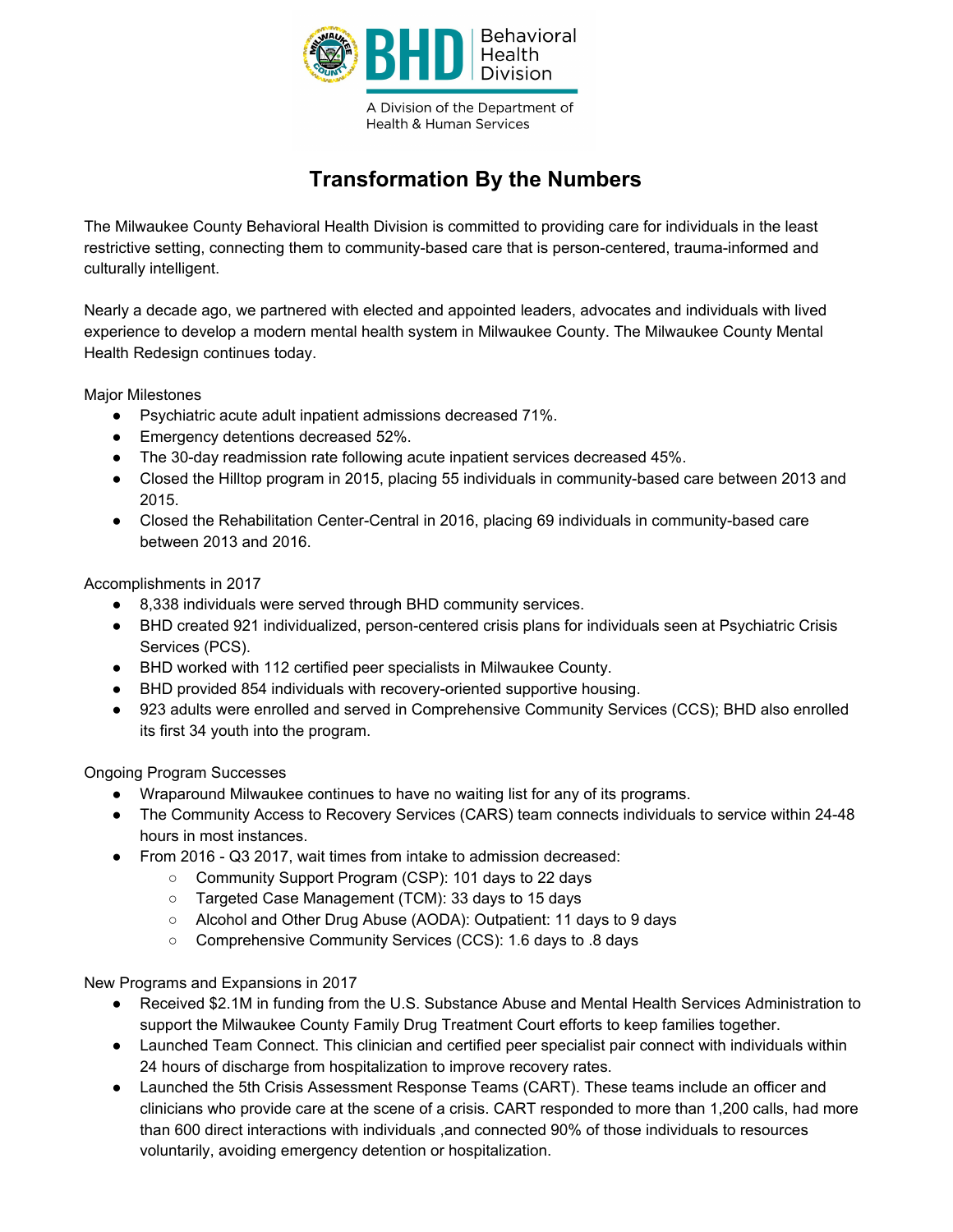BHD Behavioral Health Division

A Division of the Department of Health & Human Services

# Transformation By the Numbers

The Milwaukee County Behavioral Health Division is committed to providing care for individuals in the least restrictive setting, connecting them to community-based care that is person-centered, trauma-informed and culturally intelligent.

Nearly a decade ago, we partnered with elected and appointed leaders, advocates and individuals with lived experience to develop a modern mental health system in Milwaukee County. The Milwaukee County Mental Health Redesign continues today.

Major Milestones

- Psychiatric acute adult inpatient admissions decreased 71%.
- Emergency detentions decreased 52%.
- The 30-day readmission rate following acute inpatient services decreased 45%.
- Closed the Hilltop program in 2015, placing 55 individuals in community-based care between 2013 and 2015.
- Closed the Rehabilitation Center-Central in 2016, placing 69 individuals in community-based care between 2013 and 2016.

Accomplishments in 2017

- 8,338 individuals were served through BHD community services.
- BHD created 921 individualized, person-centered crisis plans for individuals seen at Psychiatric Crisis Services (PCS).
- BHD worked with 112 certified peer specialists in Milwaukee County.
- BHD provided 854 individuals with recovery-oriented supportive housing.
- 923 adults were enrolled and served in Comprehensive Community Services (CCS); BHD also enrolled its first 34 youth into the program.

Ongoing Program Successes

- Wraparound Milwaukee continues to have no waiting list for any of its programs.
- The Community Access to Recovery Services (CARS) team connects individuals to service within 24-48 hours in most instances.
- From 2016 - Q3 2017, wait times from intake to admission decreased:
  - Community Support Program (CSP): 101 days to 22 days
  - Targeted Case Management (TCM): 33 days to 15 days
  - Alcohol and Other Drug Abuse (AODA): Outpatient: 11 days to 9 days
  - Comprehensive Community Services (CCS): 1.6 days to .8 days

New Programs and Expansions in 2017

- Received $2.1M in funding from the U.S. Substance Abuse and Mental Health Services Administration to support the Milwaukee County Family Drug Treatment Court efforts to keep families together.
- Launched Team Connect. This clinician and certified peer specialist pair connect with individuals within 24 hours of discharge from hospitalization to improve recovery rates.
- Launched the 5th Crisis Assessment Response Teams (CART). These teams include an officer and clinicians who provide care at the scene of a crisis. CART responded to more than 1,200 calls, had more than 600 direct interactions with individuals ,and connected 90% of those individuals to resources voluntarily, avoiding emergency detention or hospitalization.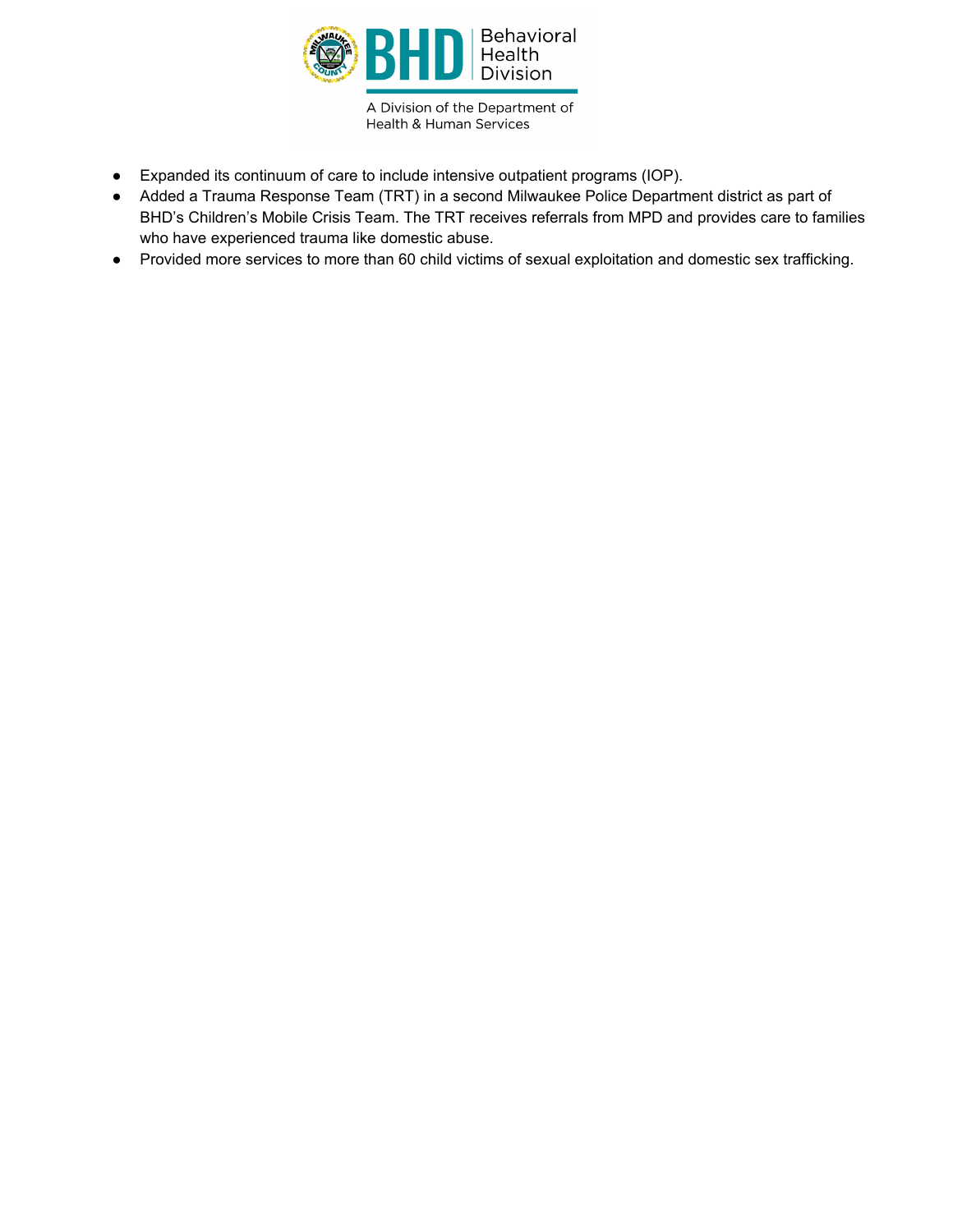- Expanded its continuum of care to include intensive outpatient programs (IOP).
- Added a Trauma Response Team (TRT) in a second Milwaukee Police Department district as part of BHD's Children's Mobile Crisis Team. The TRT receives referrals from MPD and provides care to families who have experienced trauma like domestic abuse.
- Provided more services to more than 60 child victims of sexual exploitation and domestic sex trafficking.